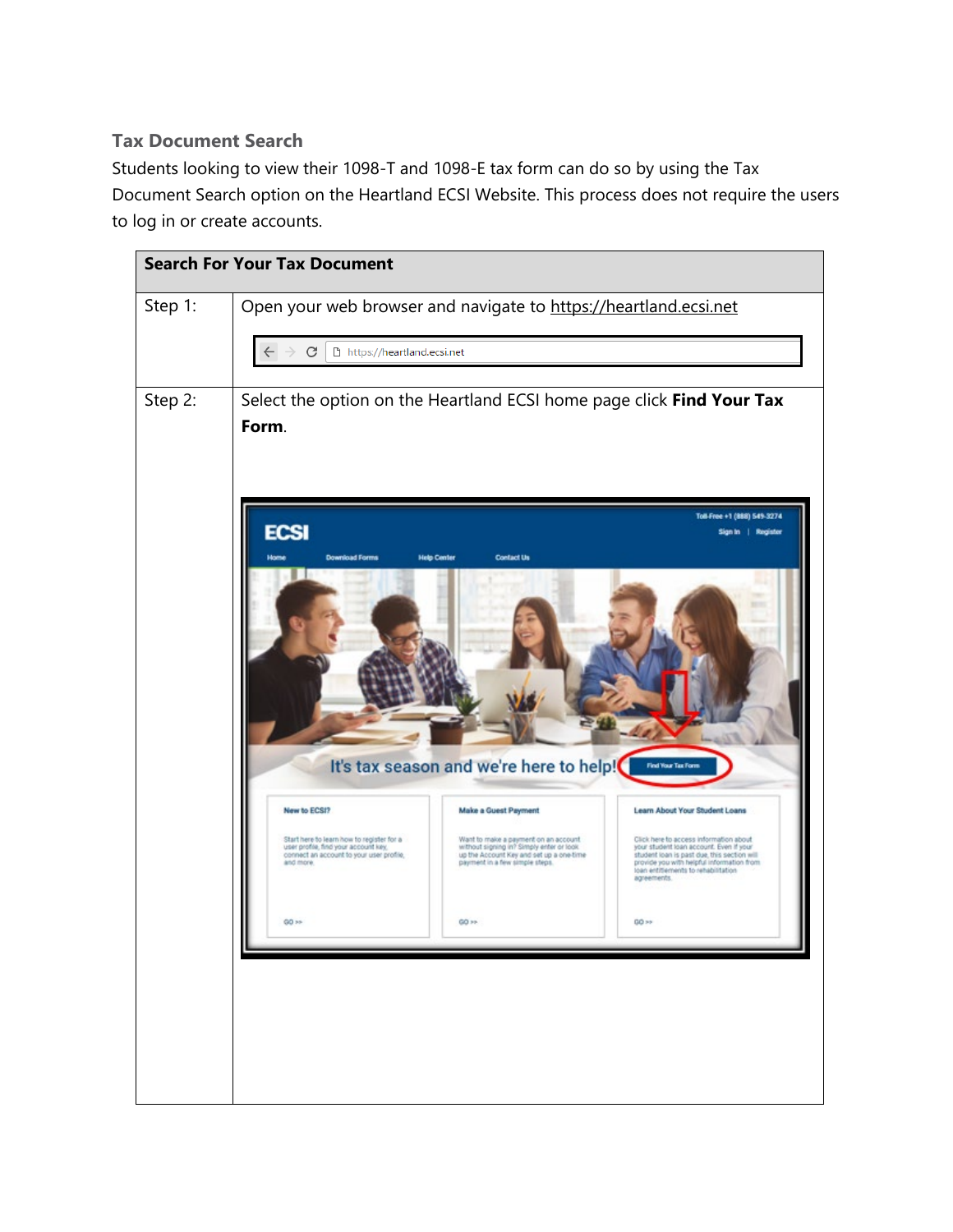### Tax Document Search

Students looking to view their 1098-T and 1098-E tax form can do so by using the Tax Document Search option on the Heartland ECSI Website. This process does not require the users to log in or create accounts.

| Search For Your Tax Document | |
|---|---|
| Step 1: | Open your web browser and navigate to https://heartland.ecsi.net |
| Step 2: | Select the option on the Heartland ECSI home page click **Find Your Tax Form**. |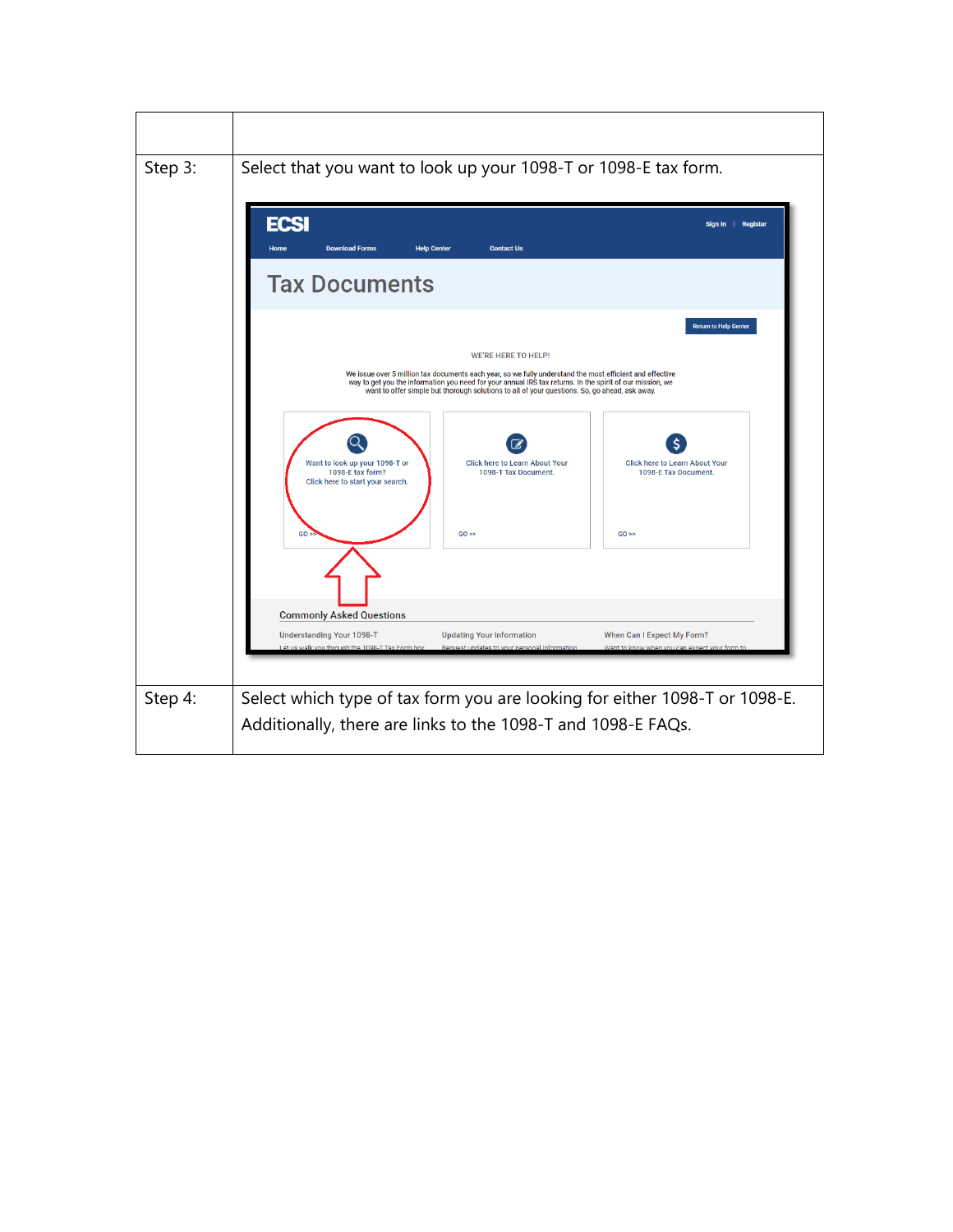| | |
|---|---|
| Step 3: | Select that you want to look up your 1098-T or 1098-E tax form. |
| Step 4: | Select which type of tax form you are looking for either 1098-T or 1098-E. Additionally, there are links to the 1098-T and 1098-E FAQs. |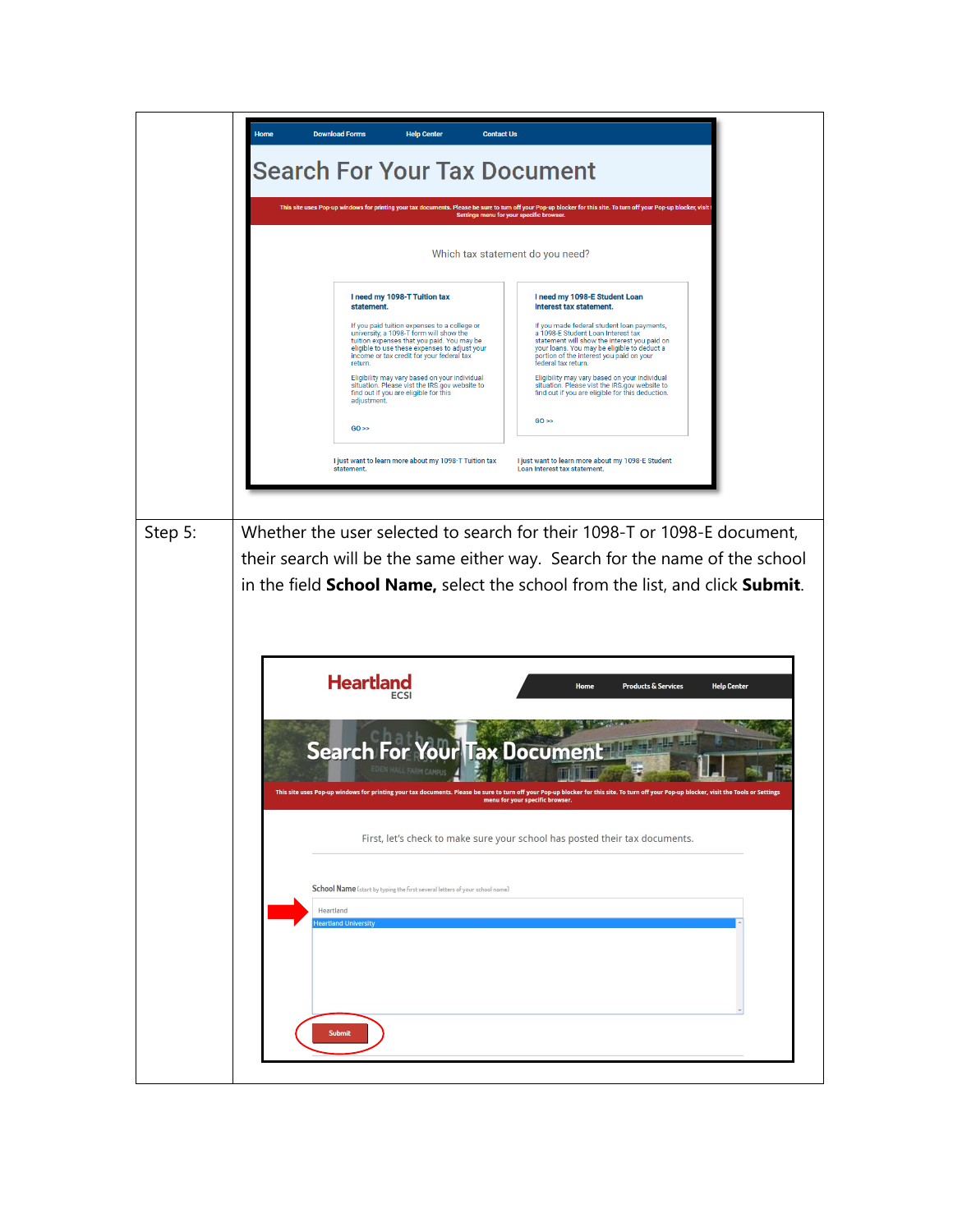| | |
|---|---|
| | |
| Step 5: | Whether the user selected to search for their 1098-T or 1098-E document, their search will be the same either way. Search for the name of the school in the field **School Name,** select the school from the list, and click **Submit**. |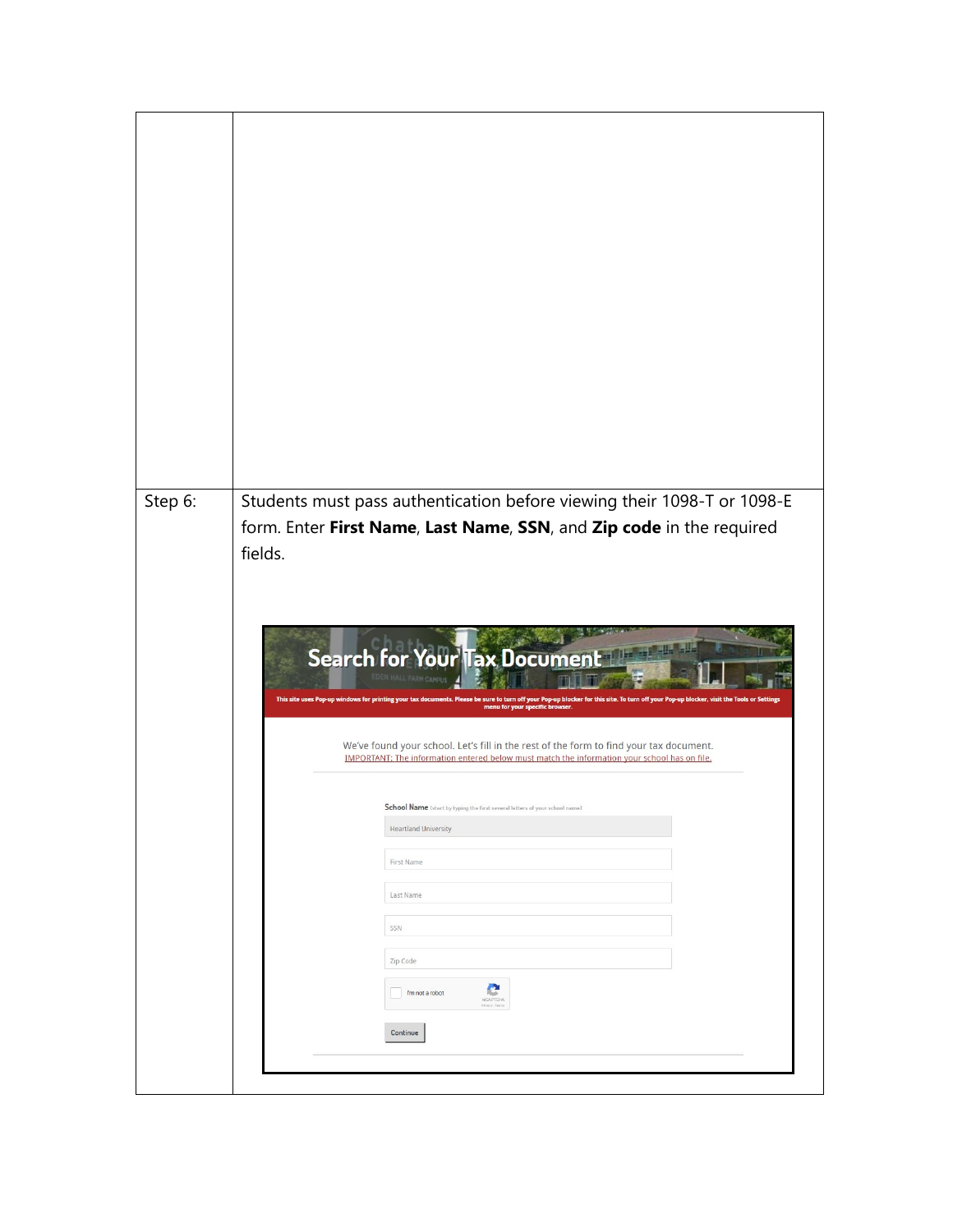| | |
|---|---|
| | |
| Step 6: | Students must pass authentication before viewing their 1098-T or 1098-E form. Enter **First Name**, **Last Name**, **SSN**, and **Zip code** in the required fields.<br><br>Search for Your Tax Document<br>This site uses Pop-up windows for printing your tax documents. Please be sure to turn off your Pop-up blocker for this site. To turn off your Pop-up blocker, visit the Tools or Settings menu for your specific browser.<br>We've found your school. Let's fill in the rest of the form to find your tax document.<br>IMPORTANT: The information entered below must match the information your school has on file.<br>School Name (start by typing the first several letters of your school name)<br>Heartland University<br>First Name<br>Last Name<br>SSN<br>Zip Code<br>I'm not a robot<br>Continue |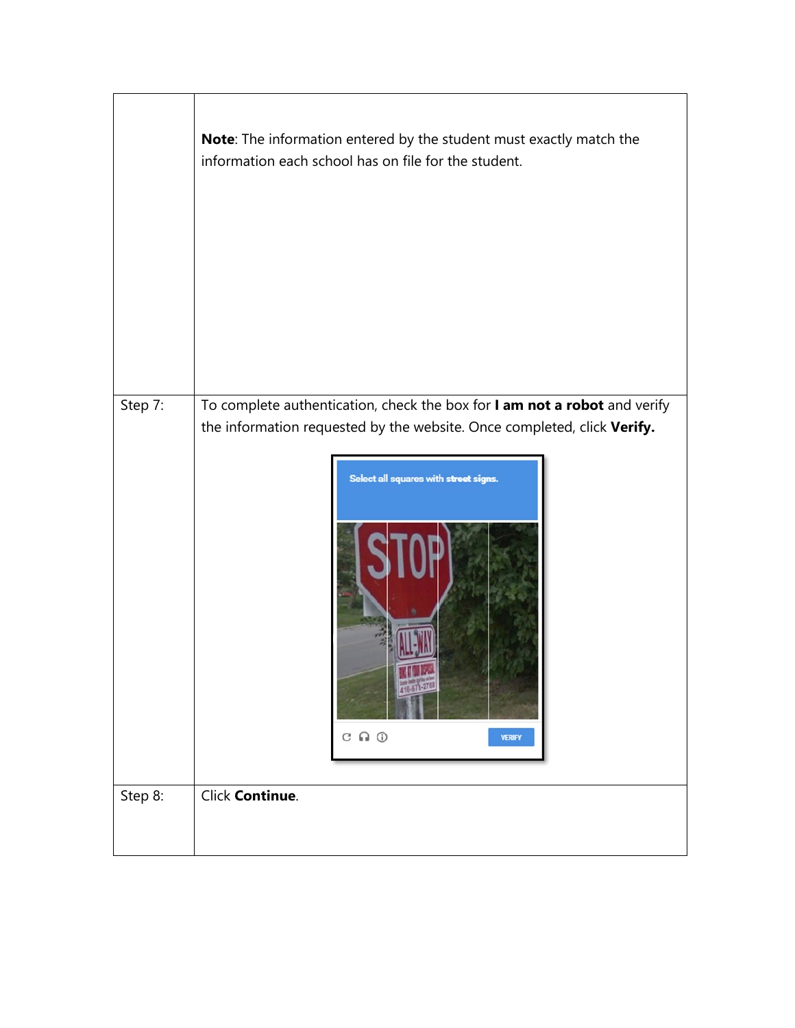| | |
|---|---|
| | **Note**: The information entered by the student must exactly match the information each school has on file for the student. |
| Step 7: | To complete authentication, check the box for **I am not a robot** and verify the information requested by the website. Once completed, click **Verify.** |
| Step 8: | Click **Continue**. |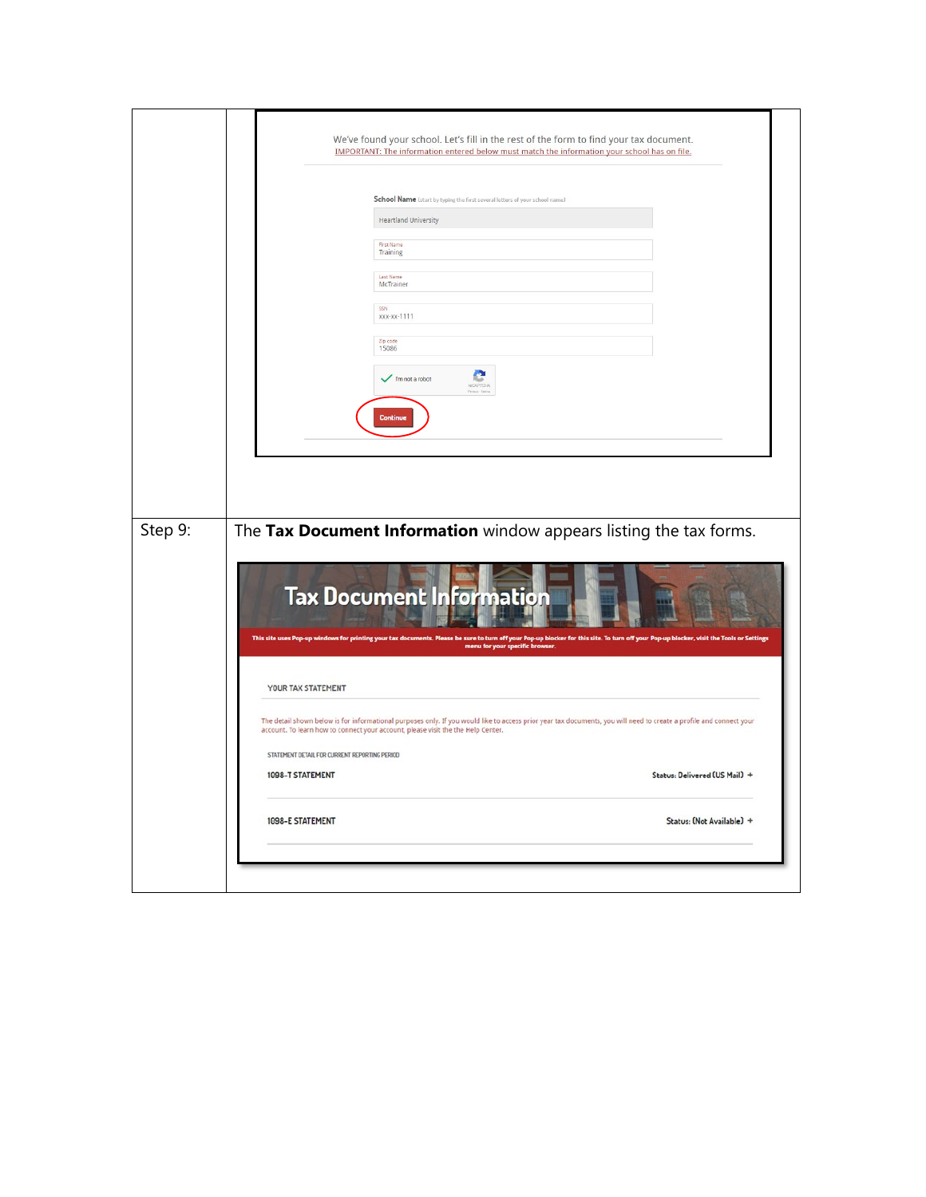| | |
|---|---|
| | We've found your school. Let's fill in the rest of the form to find your tax document.<br>IMPORTANT: The information entered below must match the information your school has on file.<br><br>School Name (start by typing the first several letters of your school name)<br>Heartland University<br>First Name<br>Training<br>Last Name<br>McTrainer<br>SSN<br>xxx-xx-1111<br>Zip code<br>15086<br>I'm not a robot<br>Continue |
| Step 9: | The **Tax Document Information** window appears listing the tax forms.<br><br>Tax Document Information<br>This site uses Pop-up windows for printing your tax documents. Please be sure to turn off your Pop-up blocker for this site. To turn off your Pop-up blocker, visit the Tools or Settings menu for your specific browser.<br><br>YOUR TAX STATEMENT<br>The detail shown below is for informational purposes only. If you would like to access prior year tax documents, you will need to create a profile and connect your account. To learn how to connect your account, please visit the the Help Center.<br><br>STATEMENT DETAIL FOR CURRENT REPORTING PERIOD<br>1098-T STATEMENT Status: Delivered (US Mail) +<br>1098-E STATEMENT Status: (Not Available) + |